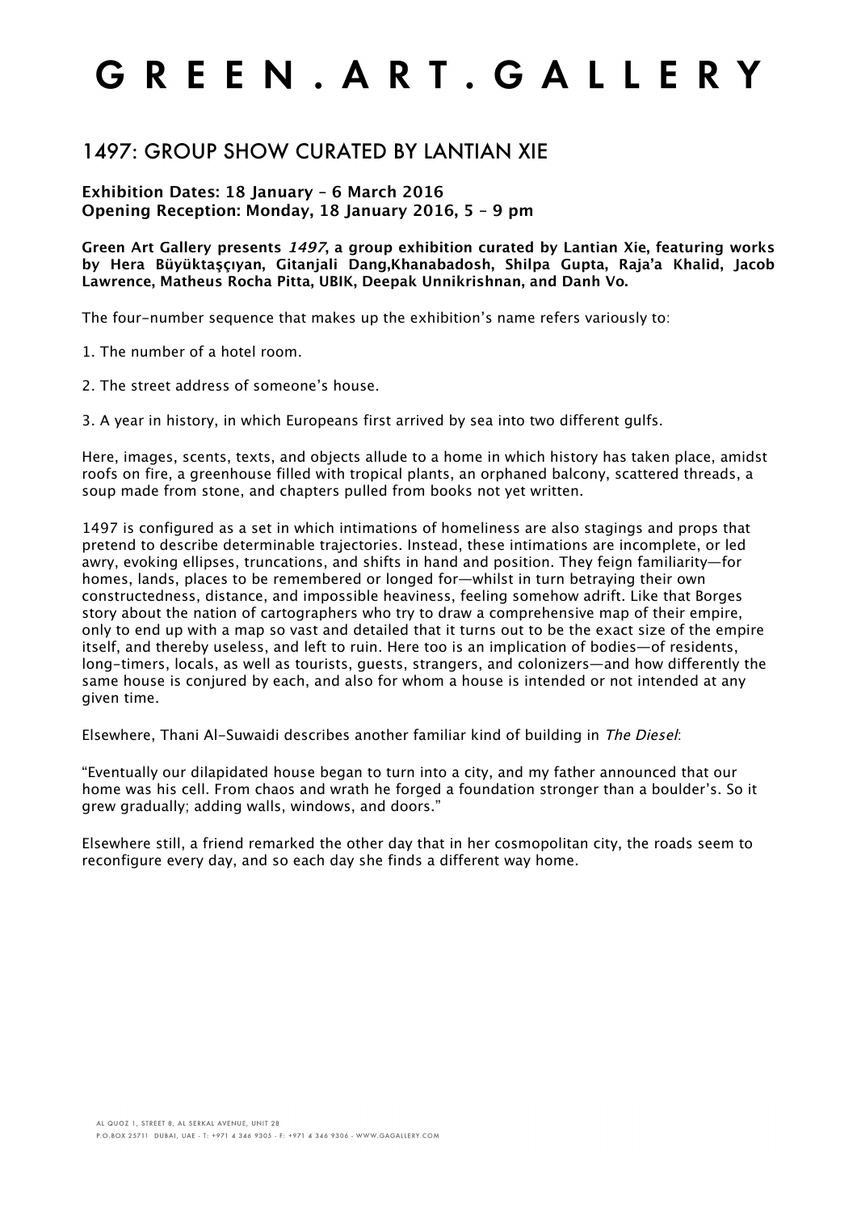# G R E E N . A R T . G A L L E R Y

## 1497: GROUP SHOW CURATED BY LANTIAN XIE

**Exhibition Dates: 18 January – 6 March 2016**
**Opening Reception: Monday, 18 January 2016, 5 – 9 pm**

**Green Art Gallery presents *1497*, a group exhibition curated by Lantian Xie, featuring works by Hera Büyüktaşçıyan, Gitanjali Dang,Khanabadosh, Shilpa Gupta, Raja'a Khalid, Jacob Lawrence, Matheus Rocha Pitta, UBIK, Deepak Unnikrishnan, and Danh Vo.**

The four-number sequence that makes up the exhibition's name refers variously to:

1. The number of a hotel room.

2. The street address of someone's house.

3. A year in history, in which Europeans first arrived by sea into two different gulfs.

Here, images, scents, texts, and objects allude to a home in which history has taken place, amidst roofs on fire, a greenhouse filled with tropical plants, an orphaned balcony, scattered threads, a soup made from stone, and chapters pulled from books not yet written.

1497 is configured as a set in which intimations of homeliness are also stagings and props that pretend to describe determinable trajectories. Instead, these intimations are incomplete, or led awry, evoking ellipses, truncations, and shifts in hand and position. They feign familiarity—for homes, lands, places to be remembered or longed for—whilst in turn betraying their own constructedness, distance, and impossible heaviness, feeling somehow adrift. Like that Borges story about the nation of cartographers who try to draw a comprehensive map of their empire, only to end up with a map so vast and detailed that it turns out to be the exact size of the empire itself, and thereby useless, and left to ruin. Here too is an implication of bodies—of residents, long-timers, locals, as well as tourists, guests, strangers, and colonizers—and how differently the same house is conjured by each, and also for whom a house is intended or not intended at any given time.

Elsewhere, Thani Al-Suwaidi describes another familiar kind of building in *The Diesel*:

"Eventually our dilapidated house began to turn into a city, and my father announced that our home was his cell. From chaos and wrath he forged a foundation stronger than a boulder's. So it grew gradually; adding walls, windows, and doors."

Elsewhere still, a friend remarked the other day that in her cosmopolitan city, the roads seem to reconfigure every day, and so each day she finds a different way home.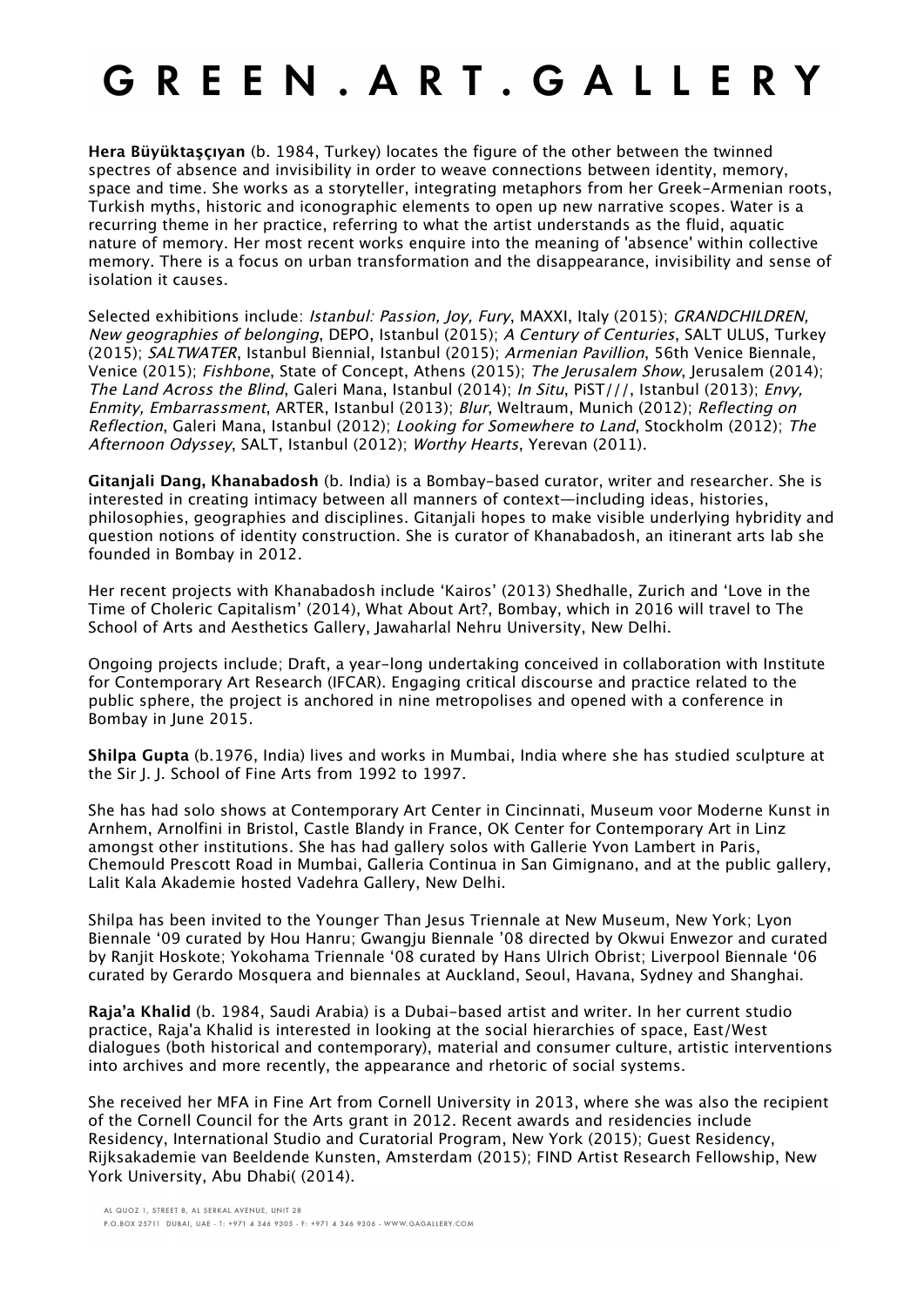# G R E E N . A R T . G A L L E R Y

**Hera Büyüktaşçıyan** (b. 1984, Turkey) locates the figure of the other between the twinned spectres of absence and invisibility in order to weave connections between identity, memory, space and time. She works as a storyteller, integrating metaphors from her Greek-Armenian roots, Turkish myths, historic and iconographic elements to open up new narrative scopes. Water is a recurring theme in her practice, referring to what the artist understands as the fluid, aquatic nature of memory. Her most recent works enquire into the meaning of 'absence' within collective memory. There is a focus on urban transformation and the disappearance, invisibility and sense of isolation it causes.

Selected exhibitions include: *Istanbul: Passion, Joy, Fury*, MAXXI, Italy (2015); *GRANDCHILDREN, New geographies of belonging*, DEPO, Istanbul (2015); *A Century of Centuries*, SALT ULUS, Turkey (2015); *SALTWATER*, Istanbul Biennial, Istanbul (2015); *Armenian Pavillion*, 56th Venice Biennale, Venice (2015); *Fishbone*, State of Concept, Athens (2015); *The Jerusalem Show*, Jerusalem (2014); *The Land Across the Blind*, Galeri Mana, Istanbul (2014); *In Situ*, PiST///, Istanbul (2013); *Envy, Enmity, Embarrassment*, ARTER, Istanbul (2013); *Blur*, Weltraum, Munich (2012); *Reflecting on Reflection*, Galeri Mana, Istanbul (2012); *Looking for Somewhere to Land*, Stockholm (2012); *The Afternoon Odyssey*, SALT, Istanbul (2012); *Worthy Hearts*, Yerevan (2011).

**Gitanjali Dang, Khanabadosh** (b. India) is a Bombay-based curator, writer and researcher. She is interested in creating intimacy between all manners of context—including ideas, histories, philosophies, geographies and disciplines. Gitanjali hopes to make visible underlying hybridity and question notions of identity construction. She is curator of Khanabadosh, an itinerant arts lab she founded in Bombay in 2012.

Her recent projects with Khanabadosh include 'Kairos' (2013) Shedhalle, Zurich and 'Love in the Time of Choleric Capitalism' (2014), What About Art?, Bombay, which in 2016 will travel to The School of Arts and Aesthetics Gallery, Jawaharlal Nehru University, New Delhi.

Ongoing projects include; Draft, a year-long undertaking conceived in collaboration with Institute for Contemporary Art Research (IFCAR). Engaging critical discourse and practice related to the public sphere, the project is anchored in nine metropolises and opened with a conference in Bombay in June 2015.

**Shilpa Gupta** (b.1976, India) lives and works in Mumbai, India where she has studied sculpture at the Sir J. J. School of Fine Arts from 1992 to 1997.

She has had solo shows at Contemporary Art Center in Cincinnati, Museum voor Moderne Kunst in Arnhem, Arnolfini in Bristol, Castle Blandy in France, OK Center for Contemporary Art in Linz amongst other institutions. She has had gallery solos with Gallerie Yvon Lambert in Paris, Chemould Prescott Road in Mumbai, Galleria Continua in San Gimignano, and at the public gallery, Lalit Kala Akademie hosted Vadehra Gallery, New Delhi.

Shilpa has been invited to the Younger Than Jesus Triennale at New Museum, New York; Lyon Biennale '09 curated by Hou Hanru; Gwangju Biennale '08 directed by Okwui Enwezor and curated by Ranjit Hoskote; Yokohama Triennale '08 curated by Hans Ulrich Obrist; Liverpool Biennale '06 curated by Gerardo Mosquera and biennales at Auckland, Seoul, Havana, Sydney and Shanghai.

**Raja'a Khalid** (b. 1984, Saudi Arabia) is a Dubai-based artist and writer. In her current studio practice, Raja'a Khalid is interested in looking at the social hierarchies of space, East/West dialogues (both historical and contemporary), material and consumer culture, artistic interventions into archives and more recently, the appearance and rhetoric of social systems.

She received her MFA in Fine Art from Cornell University in 2013, where she was also the recipient of the Cornell Council for the Arts grant in 2012. Recent awards and residencies include Residency, International Studio and Curatorial Program, New York (2015); Guest Residency, Rijksakademie van Beeldende Kunsten, Amsterdam (2015); FIND Artist Research Fellowship, New York University, Abu Dhabi( (2014).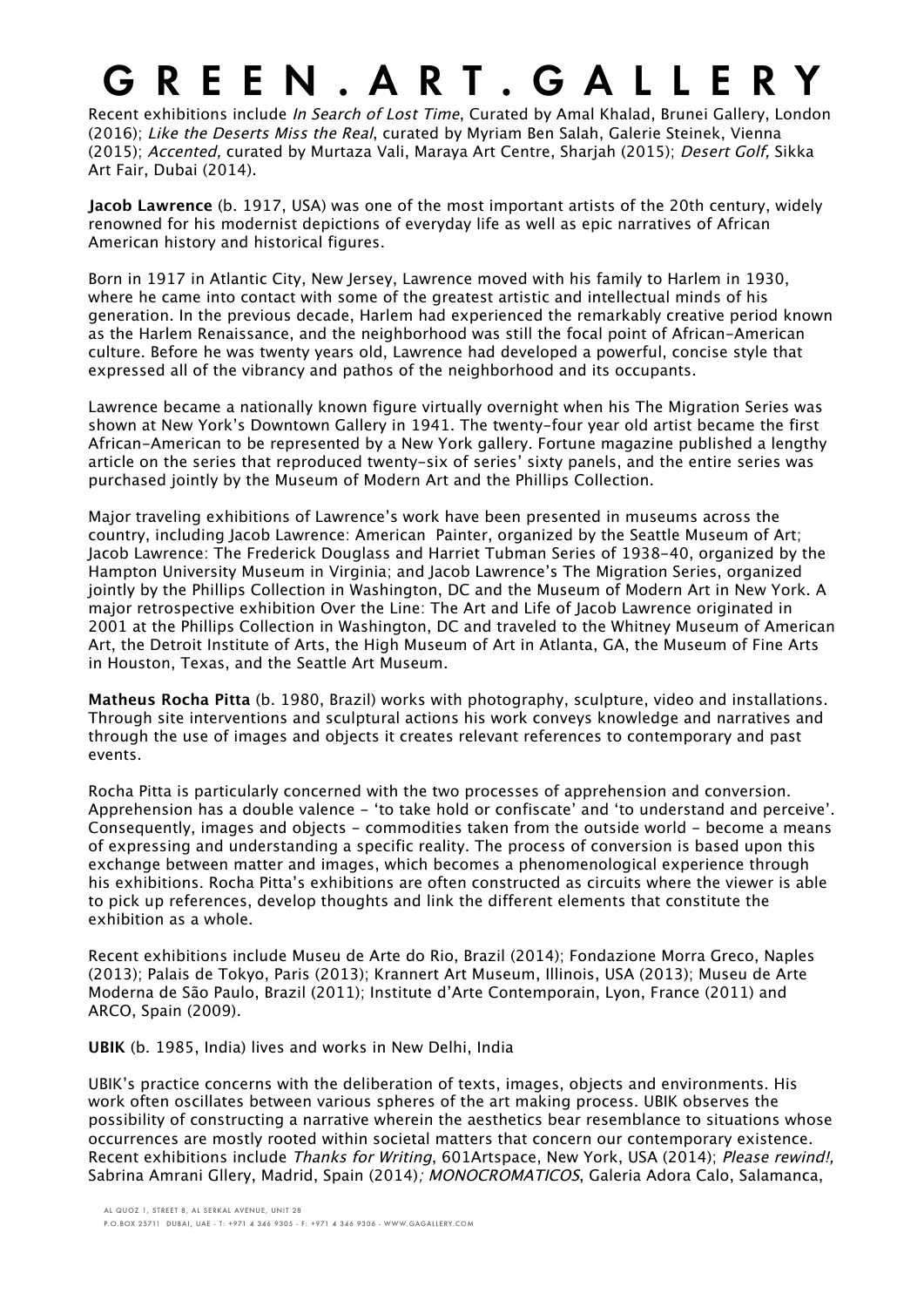# G R E E N . A R T . G A L L E R Y

Recent exhibitions include *In Search of Lost Time*, Curated by Amal Khalad, Brunei Gallery, London (2016); *Like the Deserts Miss the Real*, curated by Myriam Ben Salah, Galerie Steinek, Vienna (2015); *Accented,* curated by Murtaza Vali, Maraya Art Centre, Sharjah (2015); *Desert Golf,* Sikka Art Fair, Dubai (2014).

**Jacob Lawrence** (b. 1917, USA) was one of the most important artists of the 20th century, widely renowned for his modernist depictions of everyday life as well as epic narratives of African American history and historical figures.

Born in 1917 in Atlantic City, New Jersey, Lawrence moved with his family to Harlem in 1930, where he came into contact with some of the greatest artistic and intellectual minds of his generation. In the previous decade, Harlem had experienced the remarkably creative period known as the Harlem Renaissance, and the neighborhood was still the focal point of African-American culture. Before he was twenty years old, Lawrence had developed a powerful, concise style that expressed all of the vibrancy and pathos of the neighborhood and its occupants.

Lawrence became a nationally known figure virtually overnight when his The Migration Series was shown at New York's Downtown Gallery in 1941. The twenty-four year old artist became the first African-American to be represented by a New York gallery. Fortune magazine published a lengthy article on the series that reproduced twenty-six of series' sixty panels, and the entire series was purchased jointly by the Museum of Modern Art and the Phillips Collection.

Major traveling exhibitions of Lawrence's work have been presented in museums across the country, including Jacob Lawrence: American Painter, organized by the Seattle Museum of Art; Jacob Lawrence: The Frederick Douglass and Harriet Tubman Series of 1938-40, organized by the Hampton University Museum in Virginia; and Jacob Lawrence's The Migration Series, organized jointly by the Phillips Collection in Washington, DC and the Museum of Modern Art in New York. A major retrospective exhibition Over the Line: The Art and Life of Jacob Lawrence originated in 2001 at the Phillips Collection in Washington, DC and traveled to the Whitney Museum of American Art, the Detroit Institute of Arts, the High Museum of Art in Atlanta, GA, the Museum of Fine Arts in Houston, Texas, and the Seattle Art Museum.

**Matheus Rocha Pitta** (b. 1980, Brazil) works with photography, sculpture, video and installations. Through site interventions and sculptural actions his work conveys knowledge and narratives and through the use of images and objects it creates relevant references to contemporary and past events.

Rocha Pitta is particularly concerned with the two processes of apprehension and conversion. Apprehension has a double valence - 'to take hold or confiscate' and 'to understand and perceive'. Consequently, images and objects - commodities taken from the outside world - become a means of expressing and understanding a specific reality. The process of conversion is based upon this exchange between matter and images, which becomes a phenomenological experience through his exhibitions. Rocha Pitta's exhibitions are often constructed as circuits where the viewer is able to pick up references, develop thoughts and link the different elements that constitute the exhibition as a whole.

Recent exhibitions include Museu de Arte do Rio, Brazil (2014); Fondazione Morra Greco, Naples (2013); Palais de Tokyo, Paris (2013); Krannert Art Museum, Illinois, USA (2013); Museu de Arte Moderna de São Paulo, Brazil (2011); Institute d'Arte Contemporain, Lyon, France (2011) and ARCO, Spain (2009).

**UBIK** (b. 1985, India) lives and works in New Delhi, India

UBIK's practice concerns with the deliberation of texts, images, objects and environments. His work often oscillates between various spheres of the art making process. UBIK observes the possibility of constructing a narrative wherein the aesthetics bear resemblance to situations whose occurrences are mostly rooted within societal matters that concern our contemporary existence. Recent exhibitions include *Thanks for Writing*, 601Artspace, New York, USA (2014); *Please rewind!,* Sabrina Amrani Gllery, Madrid, Spain (2014); *MONOCROMATICOS*, Galeria Adora Calo, Salamanca,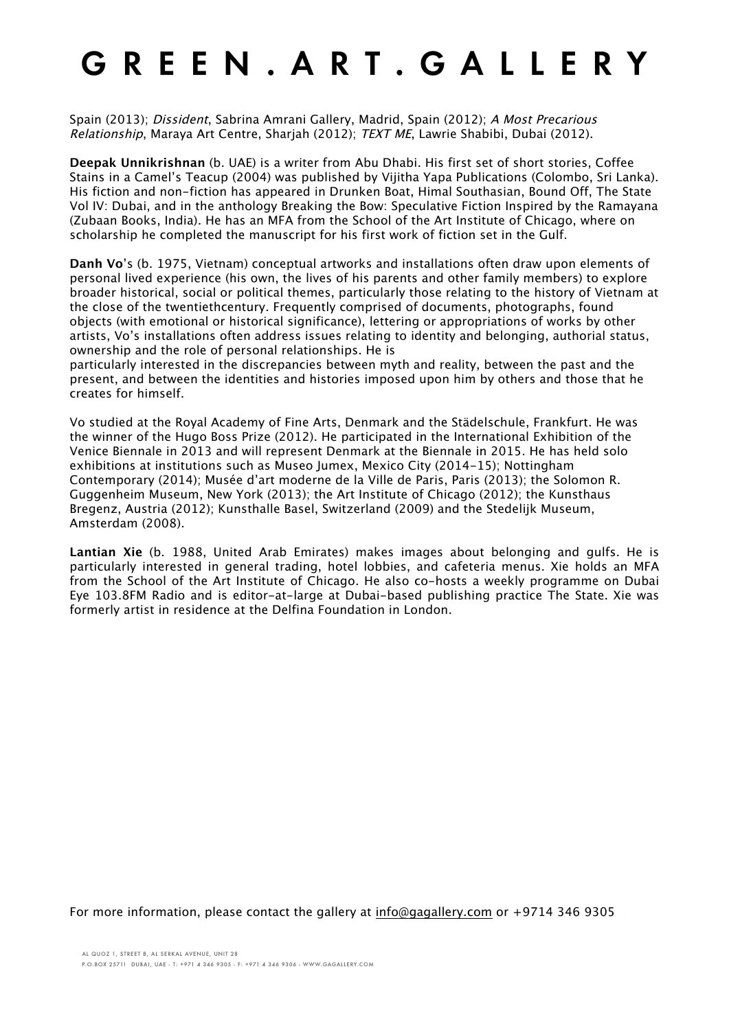Spain (2013); *Dissident*, Sabrina Amrani Gallery, Madrid, Spain (2012); *A Most Precarious Relationship*, Maraya Art Centre, Sharjah (2012); *TEXT ME*, Lawrie Shabibi, Dubai (2012).

**Deepak Unnikrishnan** (b. UAE) is a writer from Abu Dhabi. His first set of short stories, Coffee Stains in a Camel's Teacup (2004) was published by Vijitha Yapa Publications (Colombo, Sri Lanka). His fiction and non-fiction has appeared in Drunken Boat, Himal Southasian, Bound Off, The State Vol IV: Dubai, and in the anthology Breaking the Bow: Speculative Fiction Inspired by the Ramayana (Zubaan Books, India). He has an MFA from the School of the Art Institute of Chicago, where on scholarship he completed the manuscript for his first work of fiction set in the Gulf.

**Danh Vo**'s (b. 1975, Vietnam) conceptual artworks and installations often draw upon elements of personal lived experience (his own, the lives of his parents and other family members) to explore broader historical, social or political themes, particularly those relating to the history of Vietnam at the close of the twentiethcentury. Frequently comprised of documents, photographs, found objects (with emotional or historical significance), lettering or appropriations of works by other artists, Vo's installations often address issues relating to identity and belonging, authorial status, ownership and the role of personal relationships. He is
particularly interested in the discrepancies between myth and reality, between the past and the present, and between the identities and histories imposed upon him by others and those that he creates for himself.

Vo studied at the Royal Academy of Fine Arts, Denmark and the Städelschule, Frankfurt. He was the winner of the Hugo Boss Prize (2012). He participated in the International Exhibition of the Venice Biennale in 2013 and will represent Denmark at the Biennale in 2015. He has held solo exhibitions at institutions such as Museo Jumex, Mexico City (2014-15); Nottingham Contemporary (2014); Musée d'art moderne de la Ville de Paris, Paris (2013); the Solomon R. Guggenheim Museum, New York (2013); the Art Institute of Chicago (2012); the Kunsthaus Bregenz, Austria (2012); Kunsthalle Basel, Switzerland (2009) and the Stedelijk Museum, Amsterdam (2008).

**Lantian Xie** (b. 1988, United Arab Emirates) makes images about belonging and gulfs. He is particularly interested in general trading, hotel lobbies, and cafeteria menus. Xie holds an MFA from the School of the Art Institute of Chicago. He also co-hosts a weekly programme on Dubai Eye 103.8FM Radio and is editor-at-large at Dubai-based publishing practice The State. Xie was formerly artist in residence at the Delfina Foundation in London.

For more information, please contact the gallery at info@gagallery.com or +9714 346 9305